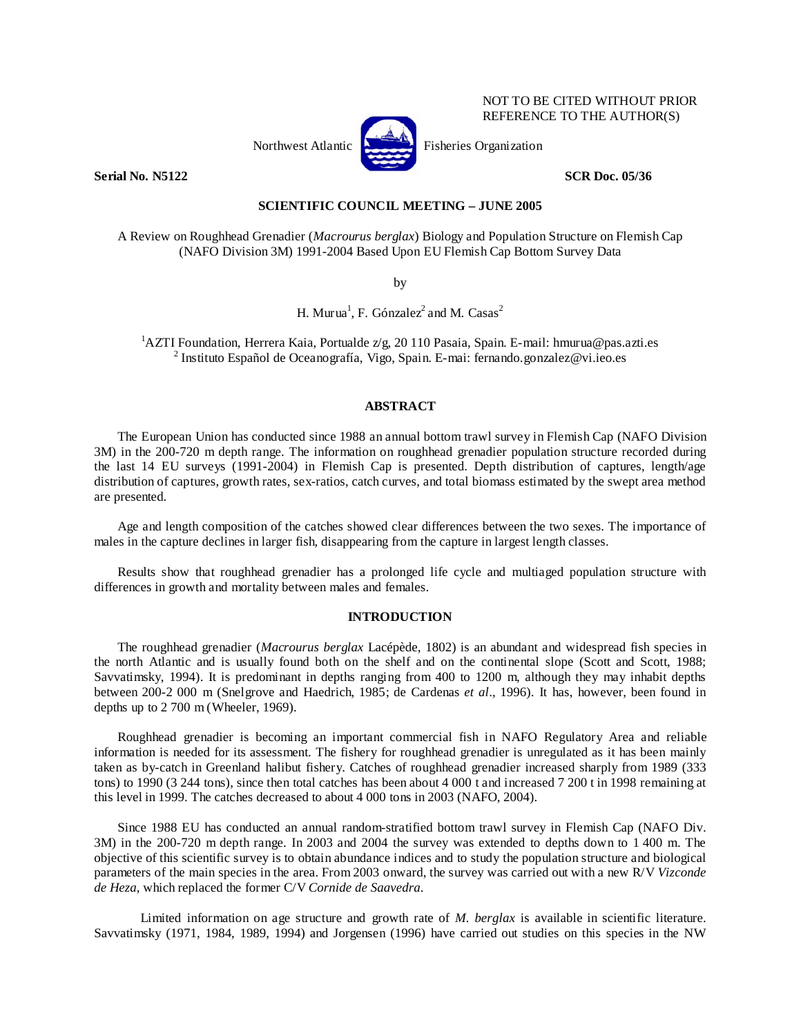NOT TO BE CITED WITHOUT PRIOR REFERENCE TO THE AUTHOR(S)

Northwest Atlantic Fisheries Organization

**Serial No. N5122** **SCR Doc. 05/36**

**SCIENTIFIC COUNCIL MEETING – JUNE 2005**

A Review on Roughhead Grenadier (*Macrourus berglax*) Biology and Population Structure on Flemish Cap (NAFO Division 3M) 1991-2004 Based Upon EU Flemish Cap Bottom Survey Data

by

H. Murua[1], F. Gónzalez[2] and M. Casas[2]

[1]AZTI Foundation, Herrera Kaia, Portualde z/g, 20 110 Pasaia, Spain. E-mail: hmurua@pas.azti.es
[2] Instituto Español de Oceanografía, Vigo, Spain. E-mai: fernando.gonzalez@vi.ieo.es

## ABSTRACT

The European Union has conducted since 1988 an annual bottom trawl survey in Flemish Cap (NAFO Division 3M) in the 200-720 m depth range. The information on roughhead grenadier population structure recorded during the last 14 EU surveys (1991-2004) in Flemish Cap is presented. Depth distribution of captures, length/age distribution of captures, growth rates, sex-ratios, catch curves, and total biomass estimated by the swept area method are presented.

Age and length composition of the catches showed clear differences between the two sexes. The importance of males in the capture declines in larger fish, disappearing from the capture in largest length classes.

Results show that roughhead grenadier has a prolonged life cycle and multiaged population structure with differences in growth and mortality between males and females.

## INTRODUCTION

The roughhead grenadier (*Macrourus berglax* Lacépède, 1802) is an abundant and widespread fish species in the north Atlantic and is usually found both on the shelf and on the continental slope (Scott and Scott, 1988; Savvatimsky, 1994). It is predominant in depths ranging from 400 to 1200 m, although they may inhabit depths between 200-2 000 m (Snelgrove and Haedrich, 1985; de Cardenas *et al*., 1996). It has, however, been found in depths up to 2 700 m (Wheeler, 1969).

Roughhead grenadier is becoming an important commercial fish in NAFO Regulatory Area and reliable information is needed for its assessment. The fishery for roughhead grenadier is unregulated as it has been mainly taken as by-catch in Greenland halibut fishery. Catches of roughhead grenadier increased sharply from 1989 (333 tons) to 1990 (3 244 tons), since then total catches has been about 4 000 t and increased 7 200 t in 1998 remaining at this level in 1999. The catches decreased to about 4 000 tons in 2003 (NAFO, 2004).

Since 1988 EU has conducted an annual random-stratified bottom trawl survey in Flemish Cap (NAFO Div. 3M) in the 200-720 m depth range. In 2003 and 2004 the survey was extended to depths down to 1 400 m. The objective of this scientific survey is to obtain abundance indices and to study the population structure and biological parameters of the main species in the area. From 2003 onward, the survey was carried out with a new R/V *Vizconde de Heza,* which replaced the former C/V *Cornide de Saavedra*.

Limited information on age structure and growth rate of *M. berglax* is available in scientific literature. Savvatimsky (1971, 1984, 1989, 1994) and Jorgensen (1996) have carried out studies on this species in the NW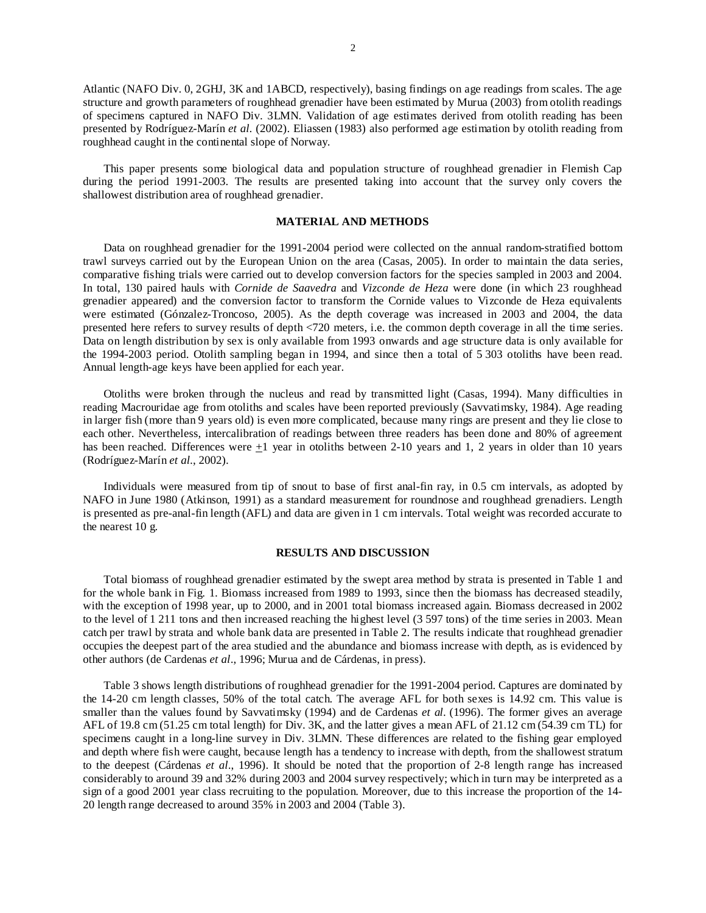Atlantic (NAFO Div. 0, 2GHJ, 3K and 1ABCD, respectively), basing findings on age readings from scales. The age structure and growth parameters of roughhead grenadier have been estimated by Murua (2003) from otolith readings of specimens captured in NAFO Div. 3LMN. Validation of age estimates derived from otolith reading has been presented by Rodríguez-Marín *et al.* (2002). Eliassen (1983) also performed age estimation by otolith reading from roughhead caught in the continental slope of Norway.

This paper presents some biological data and population structure of roughhead grenadier in Flemish Cap during the period 1991-2003. The results are presented taking into account that the survey only covers the shallowest distribution area of roughhead grenadier.

## MATERIAL AND METHODS

Data on roughhead grenadier for the 1991-2004 period were collected on the annual random-stratified bottom trawl surveys carried out by the European Union on the area (Casas, 2005). In order to maintain the data series, comparative fishing trials were carried out to develop conversion factors for the species sampled in 2003 and 2004. In total, 130 paired hauls with *Cornide de Saavedra* and *Vizconde de Heza* were done (in which 23 roughhead grenadier appeared) and the conversion factor to transform the Cornide values to Vizconde de Heza equivalents were estimated (Gónzalez-Troncoso, 2005). As the depth coverage was increased in 2003 and 2004, the data presented here refers to survey results of depth <720 meters, i.e. the common depth coverage in all the time series. Data on length distribution by sex is only available from 1993 onwards and age structure data is only available for the 1994-2003 period. Otolith sampling began in 1994, and since then a total of 5 303 otoliths have been read. Annual length-age keys have been applied for each year.

Otoliths were broken through the nucleus and read by transmitted light (Casas, 1994). Many difficulties in reading Macrouridae age from otoliths and scales have been reported previously (Savvatimsky, 1984). Age reading in larger fish (more than 9 years old) is even more complicated, because many rings are present and they lie close to each other. Nevertheless, intercalibration of readings between three readers has been done and 80% of agreement has been reached. Differences were $\pm$1 year in otoliths between 2-10 years and 1, 2 years in older than 10 years (Rodríguez-Marín *et al.*, 2002).

Individuals were measured from tip of snout to base of first anal-fin ray, in 0.5 cm intervals, as adopted by NAFO in June 1980 (Atkinson, 1991) as a standard measurement for roundnose and roughhead grenadiers. Length is presented as pre-anal-fin length (AFL) and data are given in 1 cm intervals. Total weight was recorded accurate to the nearest 10 g.

## RESULTS AND DISCUSSION

Total biomass of roughhead grenadier estimated by the swept area method by strata is presented in Table 1 and for the whole bank in Fig. 1. Biomass increased from 1989 to 1993, since then the biomass has decreased steadily, with the exception of 1998 year, up to 2000, and in 2001 total biomass increased again. Biomass decreased in 2002 to the level of 1 211 tons and then increased reaching the highest level (3 597 tons) of the time series in 2003. Mean catch per trawl by strata and whole bank data are presented in Table 2. The results indicate that roughhead grenadier occupies the deepest part of the area studied and the abundance and biomass increase with depth, as is evidenced by other authors (de Cardenas *et al*., 1996; Murua and de Cárdenas, in press).

Table 3 shows length distributions of roughhead grenadier for the 1991-2004 period. Captures are dominated by the 14-20 cm length classes, 50% of the total catch. The average AFL for both sexes is 14.92 cm. This value is smaller than the values found by Savvatimsky (1994) and de Cardenas *et al*. (1996). The former gives an average AFL of 19.8 cm (51.25 cm total length) for Div. 3K, and the latter gives a mean AFL of 21.12 cm (54.39 cm TL) for specimens caught in a long-line survey in Div. 3LMN. These differences are related to the fishing gear employed and depth where fish were caught, because length has a tendency to increase with depth, from the shallowest stratum to the deepest (Cárdenas *et al*., 1996). It should be noted that the proportion of 2-8 length range has increased considerably to around 39 and 32% during 2003 and 2004 survey respectively; which in turn may be interpreted as a sign of a good 2001 year class recruiting to the population. Moreover, due to this increase the proportion of the 14-20 length range decreased to around 35% in 2003 and 2004 (Table 3).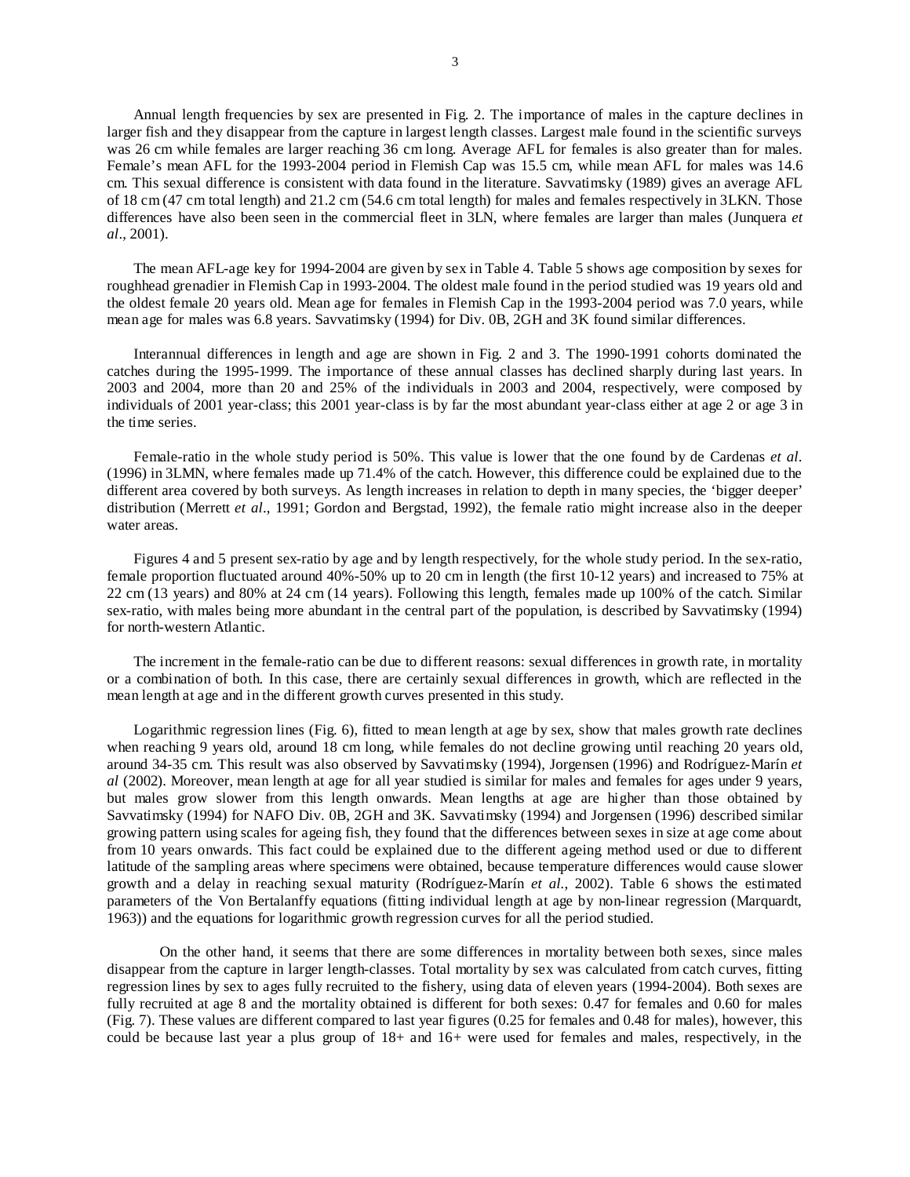Annual length frequencies by sex are presented in Fig. 2. The importance of males in the capture declines in larger fish and they disappear from the capture in largest length classes. Largest male found in the scientific surveys was 26 cm while females are larger reaching 36 cm long. Average AFL for females is also greater than for males. Female's mean AFL for the 1993-2004 period in Flemish Cap was 15.5 cm, while mean AFL for males was 14.6 cm. This sexual difference is consistent with data found in the literature. Savvatimsky (1989) gives an average AFL of 18 cm (47 cm total length) and 21.2 cm (54.6 cm total length) for males and females respectively in 3LKN. Those differences have also been seen in the commercial fleet in 3LN, where females are larger than males (Junquera *et al*., 2001).

The mean AFL-age key for 1994-2004 are given by sex in Table 4. Table 5 shows age composition by sexes for roughhead grenadier in Flemish Cap in 1993-2004. The oldest male found in the period studied was 19 years old and the oldest female 20 years old. Mean age for females in Flemish Cap in the 1993-2004 period was 7.0 years, while mean age for males was 6.8 years. Savvatimsky (1994) for Div. 0B, 2GH and 3K found similar differences.

Interannual differences in length and age are shown in Fig. 2 and 3. The 1990-1991 cohorts dominated the catches during the 1995-1999. The importance of these annual classes has declined sharply during last years. In 2003 and 2004, more than 20 and 25% of the individuals in 2003 and 2004, respectively, were composed by individuals of 2001 year-class; this 2001 year-class is by far the most abundant year-class either at age 2 or age 3 in the time series.

Female-ratio in the whole study period is 50%. This value is lower that the one found by de Cardenas *et al*. (1996) in 3LMN, where females made up 71.4% of the catch. However, this difference could be explained due to the different area covered by both surveys. As length increases in relation to depth in many species, the 'bigger deeper' distribution (Merrett *et al*., 1991; Gordon and Bergstad, 1992), the female ratio might increase also in the deeper water areas.

Figures 4 and 5 present sex-ratio by age and by length respectively, for the whole study period. In the sex-ratio, female proportion fluctuated around 40%-50% up to 20 cm in length (the first 10-12 years) and increased to 75% at 22 cm (13 years) and 80% at 24 cm (14 years). Following this length, females made up 100% of the catch. Similar sex-ratio, with males being more abundant in the central part of the population, is described by Savvatimsky (1994) for north-western Atlantic.

The increment in the female-ratio can be due to different reasons: sexual differences in growth rate, in mortality or a combination of both. In this case, there are certainly sexual differences in growth, which are reflected in the mean length at age and in the different growth curves presented in this study.

Logarithmic regression lines (Fig. 6), fitted to mean length at age by sex, show that males growth rate declines when reaching 9 years old, around 18 cm long, while females do not decline growing until reaching 20 years old, around 34-35 cm. This result was also observed by Savvatimsky (1994), Jorgensen (1996) and Rodríguez-Marín *et al* (2002). Moreover, mean length at age for all year studied is similar for males and females for ages under 9 years, but males grow slower from this length onwards. Mean lengths at age are higher than those obtained by Savvatimsky (1994) for NAFO Div. 0B, 2GH and 3K. Savvatimsky (1994) and Jorgensen (1996) described similar growing pattern using scales for ageing fish, they found that the differences between sexes in size at age come about from 10 years onwards. This fact could be explained due to the different ageing method used or due to different latitude of the sampling areas where specimens were obtained, because temperature differences would cause slower growth and a delay in reaching sexual maturity (Rodríguez-Marín *et al*., 2002). Table 6 shows the estimated parameters of the Von Bertalanffy equations (fitting individual length at age by non-linear regression (Marquardt, 1963)) and the equations for logarithmic growth regression curves for all the period studied.

On the other hand, it seems that there are some differences in mortality between both sexes, since males disappear from the capture in larger length-classes. Total mortality by sex was calculated from catch curves, fitting regression lines by sex to ages fully recruited to the fishery, using data of eleven years (1994-2004). Both sexes are fully recruited at age 8 and the mortality obtained is different for both sexes: 0.47 for females and 0.60 for males (Fig. 7). These values are different compared to last year figures (0.25 for females and 0.48 for males), however, this could be because last year a plus group of 18+ and 16+ were used for females and males, respectively, in the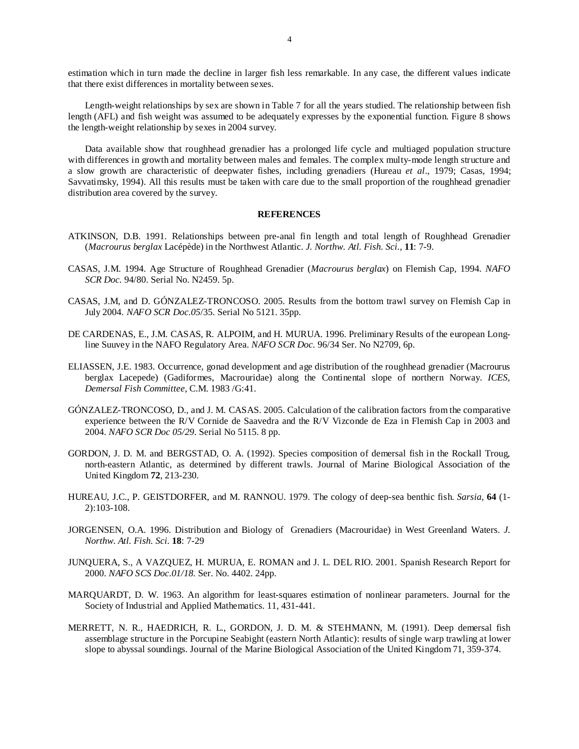estimation which in turn made the decline in larger fish less remarkable. In any case, the different values indicate that there exist differences in mortality between sexes.

Length-weight relationships by sex are shown in Table 7 for all the years studied. The relationship between fish length (AFL) and fish weight was assumed to be adequately expresses by the exponential function. Figure 8 shows the length-weight relationship by sexes in 2004 survey.

Data available show that roughhead grenadier has a prolonged life cycle and multiaged population structure with differences in growth and mortality between males and females. The complex multy-mode length structure and a slow growth are characteristic of deepwater fishes, including grenadiers (Hureau *et al*., 1979; Casas, 1994; Savvatimsky, 1994). All this results must be taken with care due to the small proportion of the roughhead grenadier distribution area covered by the survey.

## REFERENCES

ATKINSON, D.B. 1991. Relationships between pre-anal fin length and total length of Roughhead Grenadier (*Macrourus berglax* Lacépède) in the Northwest Atlantic. *J. Northw. Atl. Fish. Sci.*, **11**: 7-9.

CASAS, J.M. 1994. Age Structure of Roughhead Grenadier (*Macrourus berglax*) on Flemish Cap, 1994. *NAFO SCR Doc.* 94/80. Serial No. N2459. 5p.

CASAS, J.M, and D. GÓNZALEZ-TRONCOSO. 2005. Results from the bottom trawl survey on Flemish Cap in July 2004. *NAFO SCR Doc.05*/35. Serial No 5121. 35pp.

DE CARDENAS, E., J.M. CASAS, R. ALPOIM, and H. MURUA. 1996. Preliminary Results of the european Long-line Suuvey in the NAFO Regulatory Area. *NAFO SCR Doc.* 96/34 Ser. No N2709, 6p.

ELIASSEN, J.E. 1983. Occurrence, gonad development and age distribution of the roughhead grenadier (Macrourus berglax Lacepede) (Gadiformes, Macrouridae) along the Continental slope of northern Norway. *ICES, Demersal Fish Committee*, C.M. 1983 /G:41.

GÓNZALEZ-TRONCOSO, D., and J. M. CASAS. 2005. Calculation of the calibration factors from the comparative experience between the R/V Cornide de Saavedra and the R/V Vizconde de Eza in Flemish Cap in 2003 and 2004. *NAFO SCR Doc 05/29*. Serial No 5115. 8 pp.

GORDON, J. D. M. and BERGSTAD, O. A. (1992). Species composition of demersal fish in the Rockall Troug, north-eastern Atlantic, as determined by different trawls. Journal of Marine Biological Association of the United Kingdom **72**, 213-230.

HUREAU, J.C., P. GEISTDORFER, and M. RANNOU. 1979. The cology of deep-sea benthic fish. *Sarsia*, **64** (1-2):103-108.

JORGENSEN, O.A. 1996. Distribution and Biology of Grenadiers (Macrouridae) in West Greenland Waters. *J. Northw. Atl. Fish. Sci.* **18**: 7-29

JUNQUERA, S., A VAZQUEZ, H. MURUA, E. ROMAN and J. L. DEL RIO. 2001. Spanish Research Report for 2000. *NAFO SCS Doc.01/18.* Ser. No. 4402. 24pp.

MARQUARDT, D. W. 1963. An algorithm for least-squares estimation of nonlinear parameters. Journal for the Society of Industrial and Applied Mathematics. 11, 431-441.

MERRETT, N. R., HAEDRICH, R. L., GORDON, J. D. M. & STEHMANN, M. (1991). Deep demersal fish assemblage structure in the Porcupine Seabight (eastern North Atlantic): results of single warp trawling at lower slope to abyssal soundings. Journal of the Marine Biological Association of the United Kingdom 71, 359-374.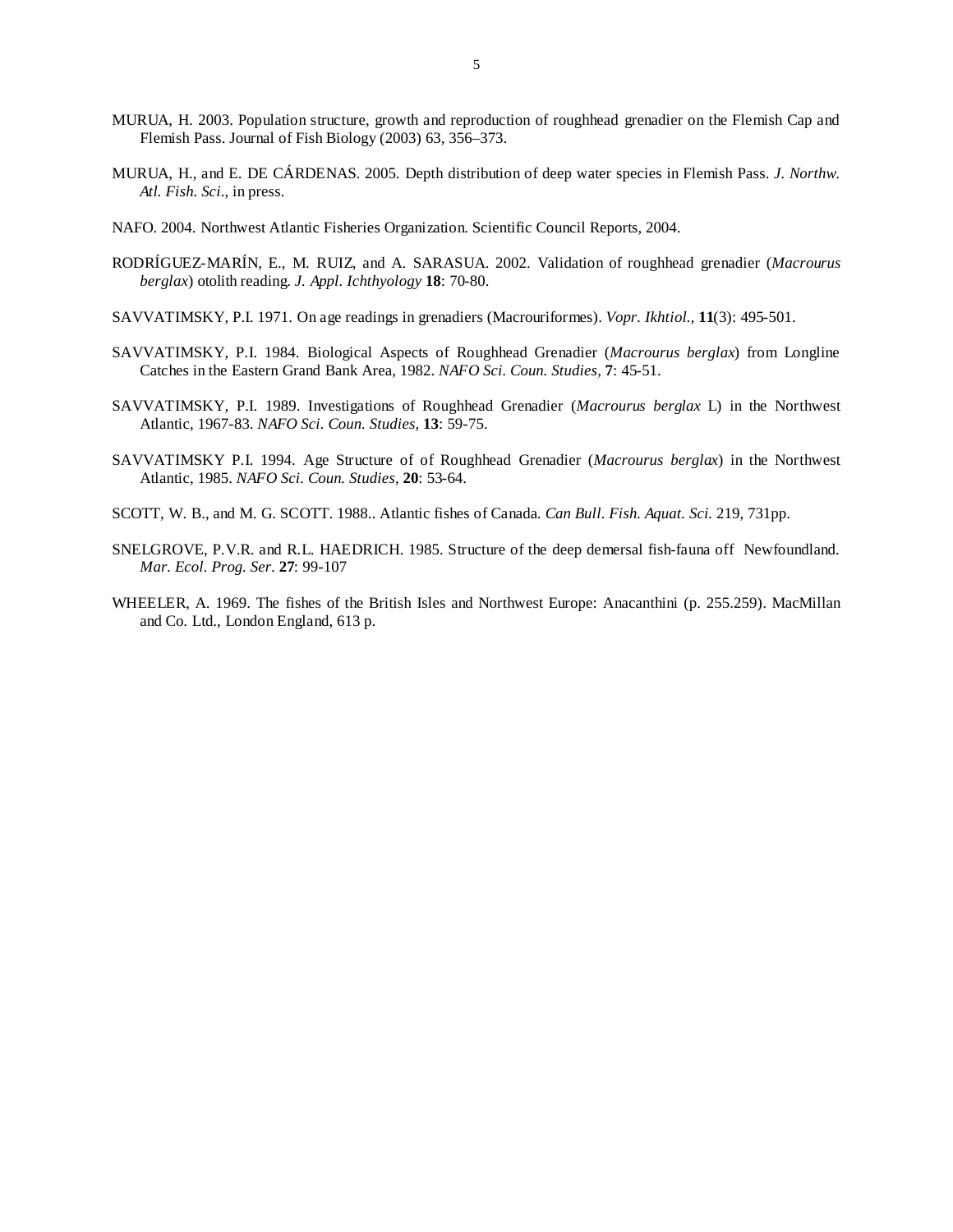MURUA, H. 2003. Population structure, growth and reproduction of roughhead grenadier on the Flemish Cap and Flemish Pass. Journal of Fish Biology (2003) 63, 356–373.

MURUA, H., and E. DE CÁRDENAS. 2005. Depth distribution of deep water species in Flemish Pass. *J. Northw. Atl. Fish. Sci*., in press.

NAFO. 2004. Northwest Atlantic Fisheries Organization. Scientific Council Reports, 2004.

RODRÍGUEZ-MARÍN, E., M. RUIZ, and A. SARASUA. 2002. Validation of roughhead grenadier (*Macrourus berglax*) otolith reading. *J. Appl. Ichthyology* **18**: 70-80.

SAVVATIMSKY, P.I. 1971. On age readings in grenadiers (Macrouriformes). *Vopr. Ikhtiol.,* **11**(3): 495-501.

SAVVATIMSKY, P.I. 1984. Biological Aspects of Roughhead Grenadier (*Macrourus berglax*) from Longline Catches in the Eastern Grand Bank Area, 1982. *NAFO Sci. Coun. Studies,* **7**: 45-51.

SAVVATIMSKY, P.I. 1989. Investigations of Roughhead Grenadier (*Macrourus berglax* L) in the Northwest Atlantic, 1967-83. *NAFO Sci. Coun. Studies,* **13**: 59-75.

SAVVATIMSKY P.I. 1994. Age Structure of of Roughhead Grenadier (*Macrourus berglax*) in the Northwest Atlantic, 1985. *NAFO Sci. Coun. Studies*, **20**: 53-64.

SCOTT, W. B., and M. G. SCOTT. 1988.. Atlantic fishes of Canada. *Can Bull. Fish. Aquat. Sci.* 219, 731pp.

SNELGROVE, P.V.R. and R.L. HAEDRICH. 1985. Structure of the deep demersal fish-fauna off Newfoundland. *Mar. Ecol. Prog. Ser.* **27**: 99-107

WHEELER, A. 1969. The fishes of the British Isles and Northwest Europe: Anacanthini (p. 255.259). MacMillan and Co. Ltd., London England, 613 p.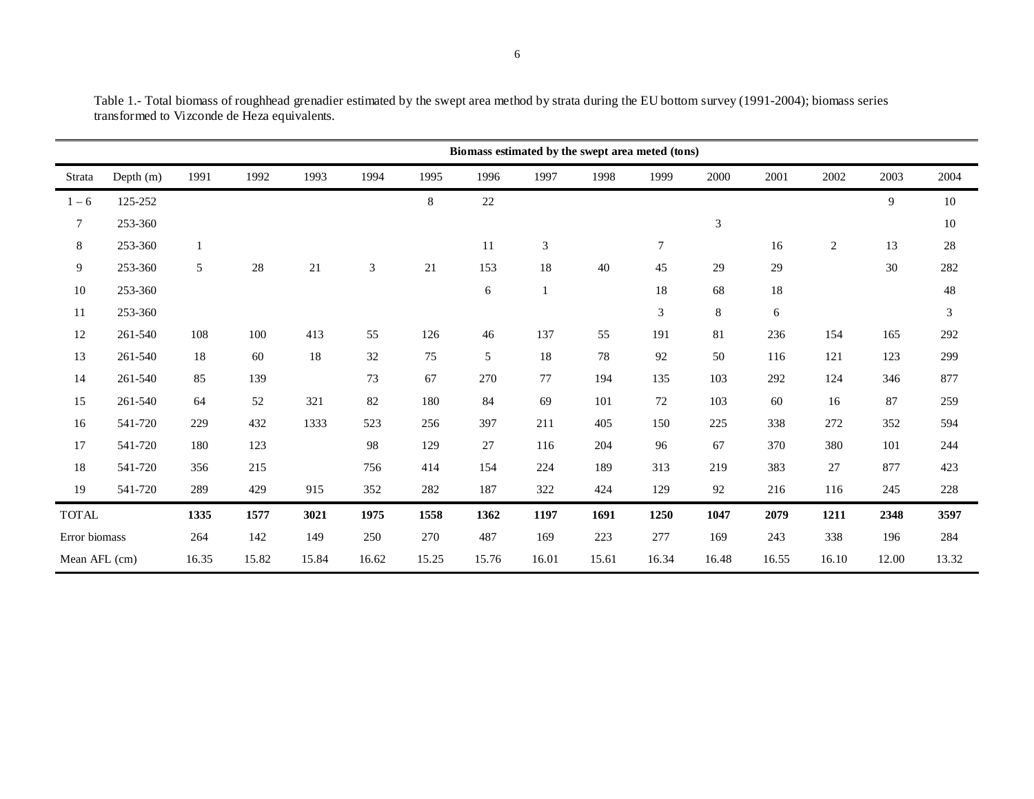Table 1.- Total biomass of roughhead grenadier estimated by the swept area method by strata during the EU bottom survey (1991-2004); biomass series transformed to Vizconde de Heza equivalents.

| | | Biomass estimated by the swept area meted (tons) | | | | | | | | | | | | | |
|---|---|---|---|---|---|---|---|---|---|---|---|---|---|---|---|
| Strata | Depth (m) | 1991 | 1992 | 1993 | 1994 | 1995 | 1996 | 1997 | 1998 | 1999 | 2000 | 2001 | 2002 | 2003 | 2004 |
| 1 – 6 | 125-252 | | | | | 8 | 22 | | | | | | | 9 | 10 |
| 7 | 253-360 | | | | | | | | | | 3 | | | | 10 |
| 8 | 253-360 | 1 | | | | | 11 | 3 | | 7 | | 16 | 2 | 13 | 28 |
| 9 | 253-360 | 5 | 28 | 21 | 3 | 21 | 153 | 18 | 40 | 45 | 29 | 29 | | 30 | 282 |
| 10 | 253-360 | | | | | | 6 | 1 | | 18 | 68 | 18 | | | 48 |
| 11 | 253-360 | | | | | | | | | 3 | 8 | 6 | | | 3 |
| 12 | 261-540 | 108 | 100 | 413 | 55 | 126 | 46 | 137 | 55 | 191 | 81 | 236 | 154 | 165 | 292 |
| 13 | 261-540 | 18 | 60 | 18 | 32 | 75 | 5 | 18 | 78 | 92 | 50 | 116 | 121 | 123 | 299 |
| 14 | 261-540 | 85 | 139 | | 73 | 67 | 270 | 77 | 194 | 135 | 103 | 292 | 124 | 346 | 877 |
| 15 | 261-540 | 64 | 52 | 321 | 82 | 180 | 84 | 69 | 101 | 72 | 103 | 60 | 16 | 87 | 259 |
| 16 | 541-720 | 229 | 432 | 1333 | 523 | 256 | 397 | 211 | 405 | 150 | 225 | 338 | 272 | 352 | 594 |
| 17 | 541-720 | 180 | 123 | | 98 | 129 | 27 | 116 | 204 | 96 | 67 | 370 | 380 | 101 | 244 |
| 18 | 541-720 | 356 | 215 | | 756 | 414 | 154 | 224 | 189 | 313 | 219 | 383 | 27 | 877 | 423 |
| 19 | 541-720 | 289 | 429 | 915 | 352 | 282 | 187 | 322 | 424 | 129 | 92 | 216 | 116 | 245 | 228 |
| TOTAL | | **1335** | **1577** | **3021** | **1975** | **1558** | **1362** | **1197** | **1691** | **1250** | **1047** | **2079** | **1211** | **2348** | **3597** |
| Error biomass | | 264 | 142 | 149 | 250 | 270 | 487 | 169 | 223 | 277 | 169 | 243 | 338 | 196 | 284 |
| Mean AFL (cm) | | 16.35 | 15.82 | 15.84 | 16.62 | 15.25 | 15.76 | 16.01 | 15.61 | 16.34 | 16.48 | 16.55 | 16.10 | 12.00 | 13.32 |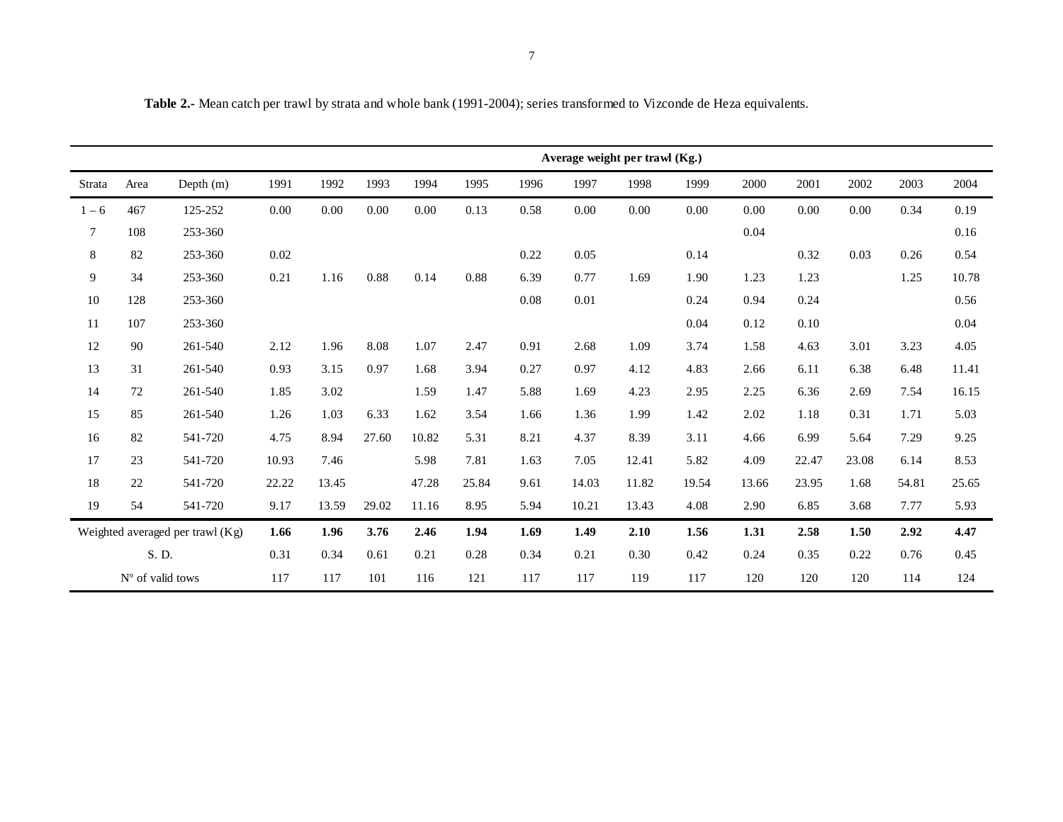**Table 2.-** Mean catch per trawl by strata and whole bank (1991-2004); series transformed to Vizconde de Heza equivalents.

| | | | Average weight per trawl (Kg.) | | | | | | | | | | | | | |
|---|---|---|---|---|---|---|---|---|---|---|---|---|---|---|---|---|
| Strata | Area | Depth (m) | 1991 | 1992 | 1993 | 1994 | 1995 | 1996 | 1997 | 1998 | 1999 | 2000 | 2001 | 2002 | 2003 | 2004 |
| 1 – 6 | 467 | 125-252 | 0.00 | 0.00 | 0.00 | 0.00 | 0.13 | 0.58 | 0.00 | 0.00 | 0.00 | 0.00 | 0.00 | 0.00 | 0.34 | 0.19 |
| 7 | 108 | 253-360 | | | | | | | | | | 0.04 | | | | 0.16 |
| 8 | 82 | 253-360 | 0.02 | | | | | 0.22 | 0.05 | | 0.14 | | 0.32 | 0.03 | 0.26 | 0.54 |
| 9 | 34 | 253-360 | 0.21 | 1.16 | 0.88 | 0.14 | 0.88 | 6.39 | 0.77 | 1.69 | 1.90 | 1.23 | 1.23 | | 1.25 | 10.78 |
| 10 | 128 | 253-360 | | | | | | 0.08 | 0.01 | | 0.24 | 0.94 | 0.24 | | | 0.56 |
| 11 | 107 | 253-360 | | | | | | | | | 0.04 | 0.12 | 0.10 | | | 0.04 |
| 12 | 90 | 261-540 | 2.12 | 1.96 | 8.08 | 1.07 | 2.47 | 0.91 | 2.68 | 1.09 | 3.74 | 1.58 | 4.63 | 3.01 | 3.23 | 4.05 |
| 13 | 31 | 261-540 | 0.93 | 3.15 | 0.97 | 1.68 | 3.94 | 0.27 | 0.97 | 4.12 | 4.83 | 2.66 | 6.11 | 6.38 | 6.48 | 11.41 |
| 14 | 72 | 261-540 | 1.85 | 3.02 | | 1.59 | 1.47 | 5.88 | 1.69 | 4.23 | 2.95 | 2.25 | 6.36 | 2.69 | 7.54 | 16.15 |
| 15 | 85 | 261-540 | 1.26 | 1.03 | 6.33 | 1.62 | 3.54 | 1.66 | 1.36 | 1.99 | 1.42 | 2.02 | 1.18 | 0.31 | 1.71 | 5.03 |
| 16 | 82 | 541-720 | 4.75 | 8.94 | 27.60 | 10.82 | 5.31 | 8.21 | 4.37 | 8.39 | 3.11 | 4.66 | 6.99 | 5.64 | 7.29 | 9.25 |
| 17 | 23 | 541-720 | 10.93 | 7.46 | | 5.98 | 7.81 | 1.63 | 7.05 | 12.41 | 5.82 | 4.09 | 22.47 | 23.08 | 6.14 | 8.53 |
| 18 | 22 | 541-720 | 22.22 | 13.45 | | 47.28 | 25.84 | 9.61 | 14.03 | 11.82 | 19.54 | 13.66 | 23.95 | 1.68 | 54.81 | 25.65 |
| 19 | 54 | 541-720 | 9.17 | 13.59 | 29.02 | 11.16 | 8.95 | 5.94 | 10.21 | 13.43 | 4.08 | 2.90 | 6.85 | 3.68 | 7.77 | 5.93 |
| Weighted averaged per trawl (Kg) | | | **1.66** | **1.96** | **3.76** | **2.46** | **1.94** | **1.69** | **1.49** | **2.10** | **1.56** | **1.31** | **2.58** | **1.50** | **2.92** | **4.47** |
| S. D. | | | 0.31 | 0.34 | 0.61 | 0.21 | 0.28 | 0.34 | 0.21 | 0.30 | 0.42 | 0.24 | 0.35 | 0.22 | 0.76 | 0.45 |
| Nº of valid tows | | | 117 | 117 | 101 | 116 | 121 | 117 | 117 | 119 | 117 | 120 | 120 | 120 | 114 | 124 |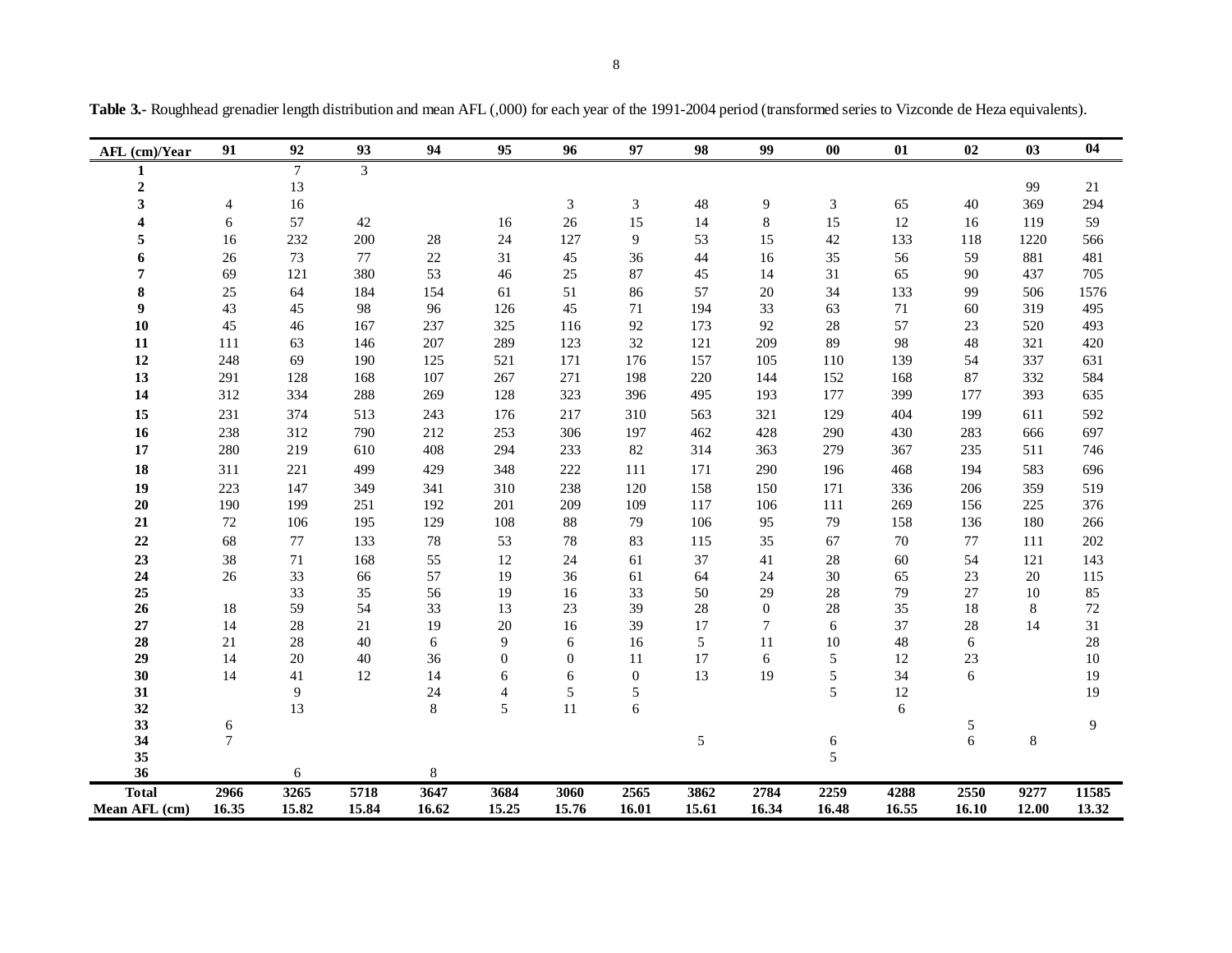**Table 3.**- Roughhead grenadier length distribution and mean AFL (,000) for each year of the 1991-2004 period (transformed series to Vizconde de Heza equivalents).

| AFL (cm)/Year | 91 | 92 | 93 | 94 | 95 | 96 | 97 | 98 | 99 | 00 | 01 | 02 | 03 | 04 |
|---|---|---|---|---|---|---|---|---|---|---|---|---|---|---|
| **1** | | 7 | 3 | | | | | | | | | | | |
| **2** | | 13 | | | | | | | | | | | 99 | 21 |
| **3** | 4 | 16 | | | | 3 | 3 | 48 | 9 | 3 | 65 | 40 | 369 | 294 |
| **4** | 6 | 57 | 42 | | 16 | 26 | 15 | 14 | 8 | 15 | 12 | 16 | 119 | 59 |
| **5** | 16 | 232 | 200 | 28 | 24 | 127 | 9 | 53 | 15 | 42 | 133 | 118 | 1220 | 566 |
| **6** | 26 | 73 | 77 | 22 | 31 | 45 | 36 | 44 | 16 | 35 | 56 | 59 | 881 | 481 |
| **7** | 69 | 121 | 380 | 53 | 46 | 25 | 87 | 45 | 14 | 31 | 65 | 90 | 437 | 705 |
| **8** | 25 | 64 | 184 | 154 | 61 | 51 | 86 | 57 | 20 | 34 | 133 | 99 | 506 | 1576 |
| **9** | 43 | 45 | 98 | 96 | 126 | 45 | 71 | 194 | 33 | 63 | 71 | 60 | 319 | 495 |
| **10** | 45 | 46 | 167 | 237 | 325 | 116 | 92 | 173 | 92 | 28 | 57 | 23 | 520 | 493 |
| **11** | 111 | 63 | 146 | 207 | 289 | 123 | 32 | 121 | 209 | 89 | 98 | 48 | 321 | 420 |
| **12** | 248 | 69 | 190 | 125 | 521 | 171 | 176 | 157 | 105 | 110 | 139 | 54 | 337 | 631 |
| **13** | 291 | 128 | 168 | 107 | 267 | 271 | 198 | 220 | 144 | 152 | 168 | 87 | 332 | 584 |
| **14** | 312 | 334 | 288 | 269 | 128 | 323 | 396 | 495 | 193 | 177 | 399 | 177 | 393 | 635 |
| **15** | 231 | 374 | 513 | 243 | 176 | 217 | 310 | 563 | 321 | 129 | 404 | 199 | 611 | 592 |
| **16** | 238 | 312 | 790 | 212 | 253 | 306 | 197 | 462 | 428 | 290 | 430 | 283 | 666 | 697 |
| **17** | 280 | 219 | 610 | 408 | 294 | 233 | 82 | 314 | 363 | 279 | 367 | 235 | 511 | 746 |
| **18** | 311 | 221 | 499 | 429 | 348 | 222 | 111 | 171 | 290 | 196 | 468 | 194 | 583 | 696 |
| **19** | 223 | 147 | 349 | 341 | 310 | 238 | 120 | 158 | 150 | 171 | 336 | 206 | 359 | 519 |
| **20** | 190 | 199 | 251 | 192 | 201 | 209 | 109 | 117 | 106 | 111 | 269 | 156 | 225 | 376 |
| **21** | 72 | 106 | 195 | 129 | 108 | 88 | 79 | 106 | 95 | 79 | 158 | 136 | 180 | 266 |
| **22** | 68 | 77 | 133 | 78 | 53 | 78 | 83 | 115 | 35 | 67 | 70 | 77 | 111 | 202 |
| **23** | 38 | 71 | 168 | 55 | 12 | 24 | 61 | 37 | 41 | 28 | 60 | 54 | 121 | 143 |
| **24** | 26 | 33 | 66 | 57 | 19 | 36 | 61 | 64 | 24 | 30 | 65 | 23 | 20 | 115 |
| **25** | | 33 | 35 | 56 | 19 | 16 | 33 | 50 | 29 | 28 | 79 | 27 | 10 | 85 |
| **26** | 18 | 59 | 54 | 33 | 13 | 23 | 39 | 28 | 0 | 28 | 35 | 18 | 8 | 72 |
| **27** | 14 | 28 | 21 | 19 | 20 | 16 | 39 | 17 | 7 | 6 | 37 | 28 | 14 | 31 |
| **28** | 21 | 28 | 40 | 6 | 9 | 6 | 16 | 5 | 11 | 10 | 48 | 6 | | 28 |
| **29** | 14 | 20 | 40 | 36 | 0 | 0 | 11 | 17 | 6 | 5 | 12 | 23 | | 10 |
| **30** | 14 | 41 | 12 | 14 | 6 | 6 | 0 | 13 | 19 | 5 | 34 | 6 | | 19 |
| **31** | | 9 | | 24 | 4 | 5 | 5 | | | 5 | 12 | | | 19 |
| **32** | | 13 | | 8 | 5 | 11 | 6 | | | | 6 | | | |
| **33** | 6 | | | | | | | | | | | 5 | | 9 |
| **34** | 7 | | | | | | | 5 | | 6 | | 6 | 8 | |
| **35** | | | | | | | | | | 5 | | | | |
| **36** | | 6 | | 8 | | | | | | | | | | |
| **Total** | **2966** | **3265** | **5718** | **3647** | **3684** | **3060** | **2565** | **3862** | **2784** | **2259** | **4288** | **2550** | **9277** | **11585** |
| **Mean AFL (cm)** | **16.35** | **15.82** | **15.84** | **16.62** | **15.25** | **15.76** | **16.01** | **15.61** | **16.34** | **16.48** | **16.55** | **16.10** | **12.00** | **13.32** |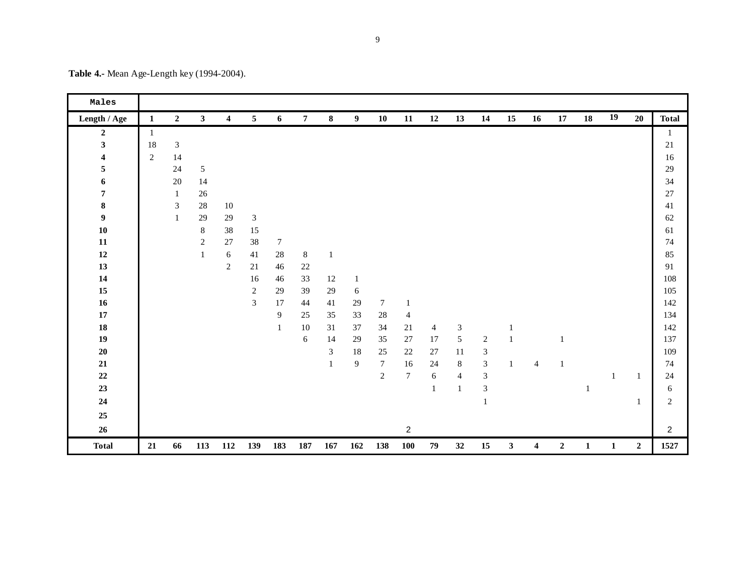**Table 4.-** Mean Age-Length key (1994-2004).

| Males | | | | | | | | | | | | | | | | | | | | | |
|---|---|---|---|---|---|---|---|---|---|---|---|---|---|---|---|---|---|---|---|---|---|
| **Length / Age** | **1** | **2** | **3** | **4** | **5** | **6** | **7** | **8** | **9** | **10** | **11** | **12** | **13** | **14** | **15** | **16** | **17** | **18** | **19** | **20** | **Total** |
| **2** | 1 | | | | | | | | | | | | | | | | | | | | 1 |
| **3** | 18 | 3 | | | | | | | | | | | | | | | | | | | 21 |
| **4** | 2 | 14 | | | | | | | | | | | | | | | | | | | 16 |
| **5** | | 24 | 5 | | | | | | | | | | | | | | | | | | 29 |
| **6** | | 20 | 14 | | | | | | | | | | | | | | | | | | 34 |
| **7** | | 1 | 26 | | | | | | | | | | | | | | | | | | 27 |
| **8** | | 3 | 28 | 10 | | | | | | | | | | | | | | | | | 41 |
| **9** | | 1 | 29 | 29 | 3 | | | | | | | | | | | | | | | | 62 |
| **10** | | | 8 | 38 | 15 | | | | | | | | | | | | | | | | 61 |
| **11** | | | 2 | 27 | 38 | 7 | | | | | | | | | | | | | | | 74 |
| **12** | | | 1 | 6 | 41 | 28 | 8 | 1 | | | | | | | | | | | | | 85 |
| **13** | | | | 2 | 21 | 46 | 22 | | | | | | | | | | | | | | 91 |
| **14** | | | | | 16 | 46 | 33 | 12 | 1 | | | | | | | | | | | | 108 |
| **15** | | | | | 2 | 29 | 39 | 29 | 6 | | | | | | | | | | | | 105 |
| **16** | | | | | 3 | 17 | 44 | 41 | 29 | 7 | 1 | | | | | | | | | | 142 |
| **17** | | | | | | 9 | 25 | 35 | 33 | 28 | 4 | | | | | | | | | | 134 |
| **18** | | | | | | 1 | 10 | 31 | 37 | 34 | 21 | 4 | 3 | | 1 | | | | | | 142 |
| **19** | | | | | | | 6 | 14 | 29 | 35 | 27 | 17 | 5 | 2 | 1 | | 1 | | | | 137 |
| **20** | | | | | | | | 3 | 18 | 25 | 22 | 27 | 11 | 3 | | | | | | | 109 |
| **21** | | | | | | | | 1 | 9 | 7 | 16 | 24 | 8 | 3 | 1 | 4 | 1 | | | | 74 |
| **22** | | | | | | | | | | 2 | 7 | 6 | 4 | 3 | | | | | 1 | 1 | 24 |
| **23** | | | | | | | | | | | | 1 | 1 | 3 | | | | 1 | | | 6 |
| **24** | | | | | | | | | | | | | | 1 | | | | | | 1 | 2 |
| **25** | | | | | | | | | | | | | | | | | | | | | |
| **26** | | | | | | | | | | | 2 | | | | | | | | | | 2 |
| **Total** | **21** | **66** | **113** | **112** | **139** | **183** | **187** | **167** | **162** | **138** | **100** | **79** | **32** | **15** | **3** | **4** | **2** | **1** | **1** | **2** | **1527** |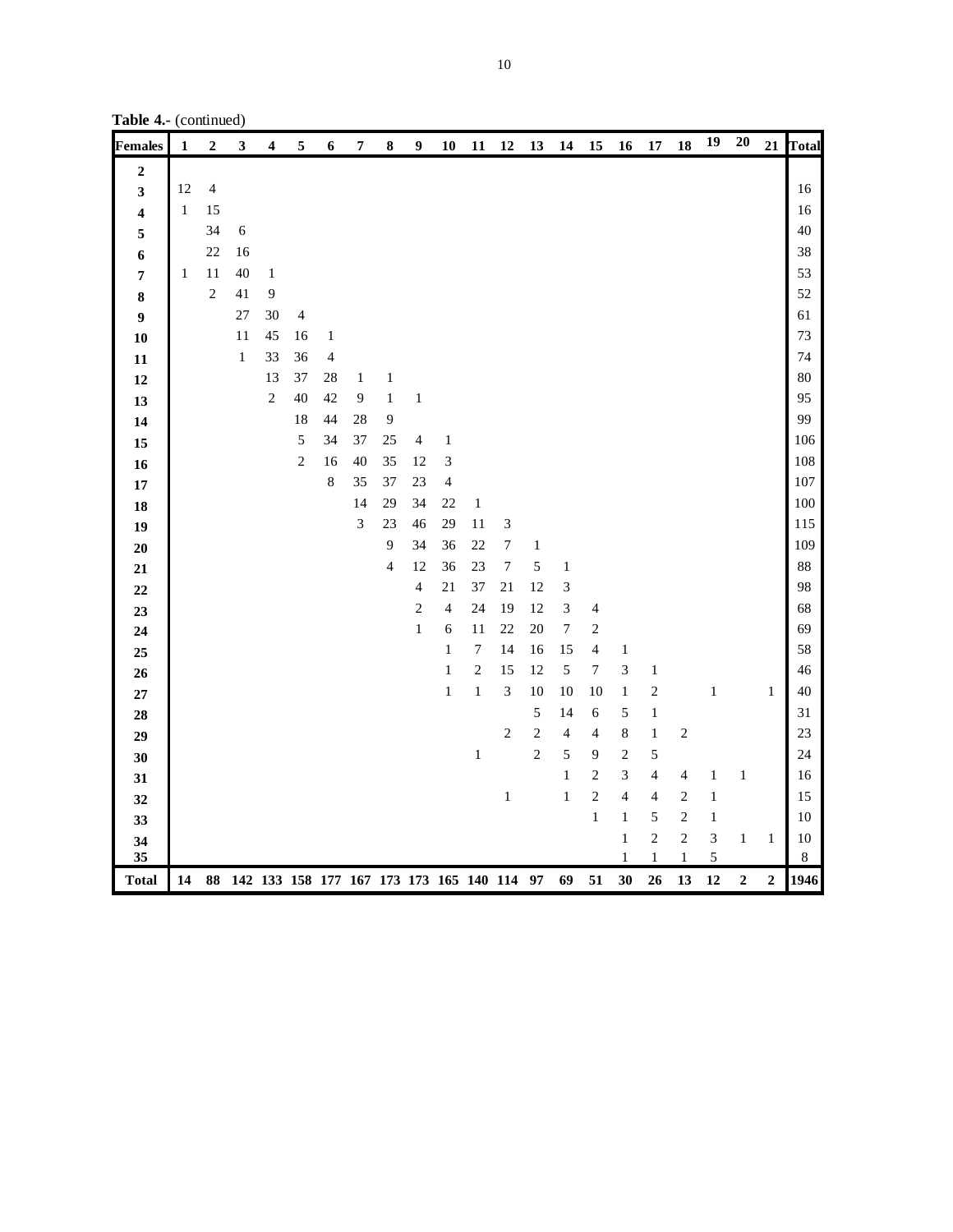**Table 4.-** (continued)

| Females | 1 | 2 | 3 | 4 | 5 | 6 | 7 | 8 | 9 | 10 | 11 | 12 | 13 | 14 | 15 | 16 | 17 | 18 | 19 | 20 | 21 | Total |
|---|---|---|---|---|---|---|---|---|---|---|---|---|---|---|---|---|---|---|---|---|---|---|
| **2** | | | | | | | | | | | | | | | | | | | | | | |
| **3** | 12 | 4 | | | | | | | | | | | | | | | | | | | | 16 |
| **4** | 1 | 15 | | | | | | | | | | | | | | | | | | | | 16 |
| **5** | | 34 | 6 | | | | | | | | | | | | | | | | | | | 40 |
| **6** | | 22 | 16 | | | | | | | | | | | | | | | | | | | 38 |
| **7** | 1 | 11 | 40 | 1 | | | | | | | | | | | | | | | | | | 53 |
| **8** | | 2 | 41 | 9 | | | | | | | | | | | | | | | | | | 52 |
| **9** | | | 27 | 30 | 4 | | | | | | | | | | | | | | | | | 61 |
| **10** | | | 11 | 45 | 16 | 1 | | | | | | | | | | | | | | | | 73 |
| **11** | | | 1 | 33 | 36 | 4 | | | | | | | | | | | | | | | | 74 |
| **12** | | | | 13 | 37 | 28 | 1 | 1 | | | | | | | | | | | | | | 80 |
| **13** | | | | 2 | 40 | 42 | 9 | 1 | 1 | | | | | | | | | | | | | 95 |
| **14** | | | | | 18 | 44 | 28 | 9 | | | | | | | | | | | | | | 99 |
| **15** | | | | | 5 | 34 | 37 | 25 | 4 | 1 | | | | | | | | | | | | 106 |
| **16** | | | | | 2 | 16 | 40 | 35 | 12 | 3 | | | | | | | | | | | | 108 |
| **17** | | | | | | 8 | 35 | 37 | 23 | 4 | | | | | | | | | | | | 107 |
| **18** | | | | | | | 14 | 29 | 34 | 22 | 1 | | | | | | | | | | | 100 |
| **19** | | | | | | | 3 | 23 | 46 | 29 | 11 | 3 | | | | | | | | | | 115 |
| **20** | | | | | | | | 9 | 34 | 36 | 22 | 7 | 1 | | | | | | | | | 109 |
| **21** | | | | | | | | 4 | 12 | 36 | 23 | 7 | 5 | 1 | | | | | | | | 88 |
| **22** | | | | | | | | | 4 | 21 | 37 | 21 | 12 | 3 | | | | | | | | 98 |
| **23** | | | | | | | | | 2 | 4 | 24 | 19 | 12 | 3 | 4 | | | | | | | 68 |
| **24** | | | | | | | | | 1 | 6 | 11 | 22 | 20 | 7 | 2 | | | | | | | 69 |
| **25** | | | | | | | | | | 1 | 7 | 14 | 16 | 15 | 4 | 1 | | | | | | 58 |
| **26** | | | | | | | | | | 1 | 2 | 15 | 12 | 5 | 7 | 3 | 1 | | | | | 46 |
| **27** | | | | | | | | | | 1 | 1 | 3 | 10 | 10 | 10 | 1 | 2 | | 1 | | 1 | 40 |
| **28** | | | | | | | | | | | | | 5 | 14 | 6 | 5 | 1 | | | | | 31 |
| **29** | | | | | | | | | | | | 2 | 2 | 4 | 4 | 8 | 1 | 2 | | | | 23 |
| **30** | | | | | | | | | | | 1 | | 2 | 5 | 9 | 2 | 5 | | | | | 24 |
| **31** | | | | | | | | | | | | | | 1 | 2 | 3 | 4 | 4 | 1 | 1 | | 16 |
| **32** | | | | | | | | | | | | 1 | | 1 | 2 | 4 | 4 | 2 | 1 | | | 15 |
| **33** | | | | | | | | | | | | | | | 1 | 1 | 5 | 2 | 1 | | | 10 |
| **34** | | | | | | | | | | | | | | | | 1 | 2 | 2 | 3 | 1 | 1 | 10 |
| **35** | | | | | | | | | | | | | | | | 1 | 1 | 1 | 5 | | | 8 |
| **Total** | **14** | **88** | **142** | **133** | **158** | **177** | **167** | **173** | **173** | **165** | **140** | **114** | **97** | **69** | **51** | **30** | **26** | **13** | **12** | **2** | **2** | **1946** |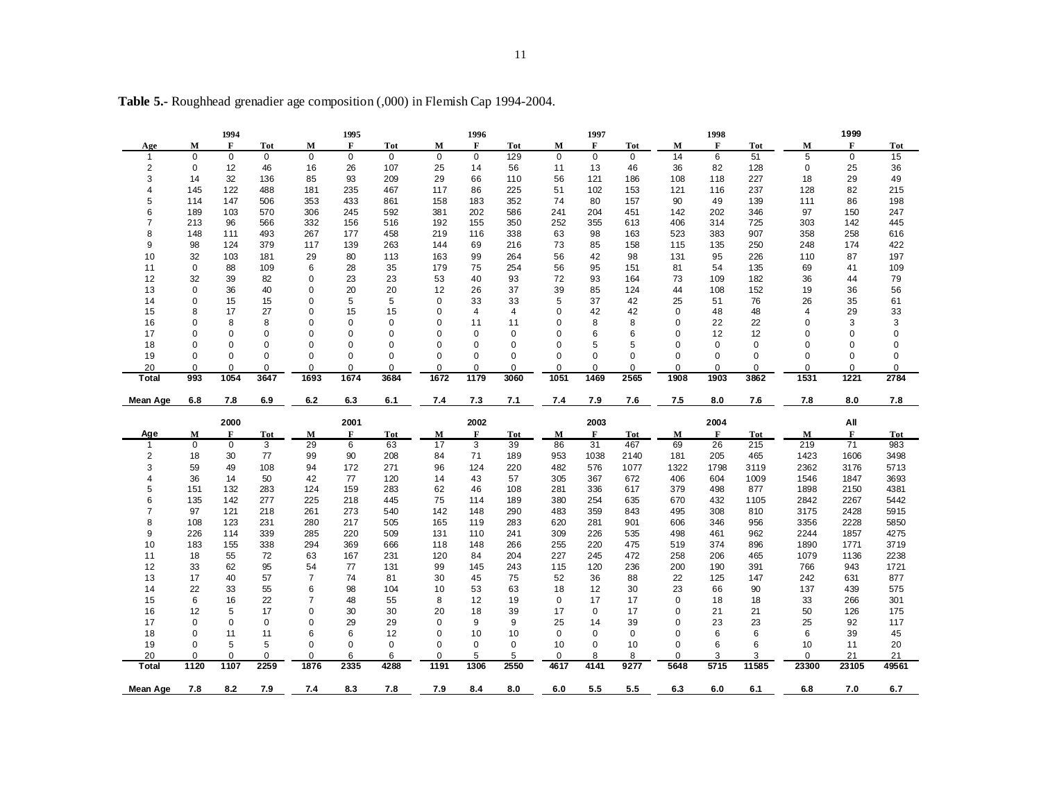**Table 5.-** Roughhead grenadier age composition (,000) in Flemish Cap 1994-2004.

| Age | 1994 | | | 1995 | | | 1996 | | | 1997 | | | 1998 | | | 1999 | | |
|---|---|---|---|---|---|---|---|---|---|---|---|---|---|---|---|---|---|---|
| | M | F | Tot | M | F | Tot | M | F | Tot | M | F | Tot | M | F | Tot | M | F | Tot |
| 1 | 0 | 0 | 0 | 0 | 0 | 0 | 0 | 0 | 129 | 0 | 0 | 0 | 14 | 6 | 51 | 5 | 0 | 15 |
| 2 | 0 | 12 | 46 | 16 | 26 | 107 | 25 | 14 | 56 | 11 | 13 | 46 | 36 | 82 | 128 | 0 | 25 | 36 |
| 3 | 14 | 32 | 136 | 85 | 93 | 209 | 29 | 66 | 110 | 56 | 121 | 186 | 108 | 118 | 227 | 18 | 29 | 49 |
| 4 | 145 | 122 | 488 | 181 | 235 | 467 | 117 | 86 | 225 | 51 | 102 | 153 | 121 | 116 | 237 | 128 | 82 | 215 |
| 5 | 114 | 147 | 506 | 353 | 433 | 861 | 158 | 183 | 352 | 74 | 80 | 157 | 90 | 49 | 139 | 111 | 86 | 198 |
| 6 | 189 | 103 | 570 | 306 | 245 | 592 | 381 | 202 | 586 | 241 | 204 | 451 | 142 | 202 | 346 | 97 | 150 | 247 |
| 7 | 213 | 96 | 566 | 332 | 156 | 516 | 192 | 155 | 350 | 252 | 355 | 613 | 406 | 314 | 725 | 303 | 142 | 445 |
| 8 | 148 | 111 | 493 | 267 | 177 | 458 | 219 | 116 | 338 | 63 | 98 | 163 | 523 | 383 | 907 | 358 | 258 | 616 |
| 9 | 98 | 124 | 379 | 117 | 139 | 263 | 144 | 69 | 216 | 73 | 85 | 158 | 115 | 135 | 250 | 248 | 174 | 422 |
| 10 | 32 | 103 | 181 | 29 | 80 | 113 | 163 | 99 | 264 | 56 | 42 | 98 | 131 | 95 | 226 | 110 | 87 | 197 |
| 11 | 0 | 88 | 109 | 6 | 28 | 35 | 179 | 75 | 254 | 56 | 95 | 151 | 81 | 54 | 135 | 69 | 41 | 109 |
| 12 | 32 | 39 | 82 | 0 | 23 | 23 | 53 | 40 | 93 | 72 | 93 | 164 | 73 | 109 | 182 | 36 | 44 | 79 |
| 13 | 0 | 36 | 40 | 0 | 20 | 20 | 12 | 26 | 37 | 39 | 85 | 124 | 44 | 108 | 152 | 19 | 36 | 56 |
| 14 | 0 | 15 | 15 | 0 | 5 | 5 | 0 | 33 | 33 | 5 | 37 | 42 | 25 | 51 | 76 | 26 | 35 | 61 |
| 15 | 8 | 17 | 27 | 0 | 15 | 15 | 0 | 4 | 4 | 0 | 42 | 42 | 0 | 48 | 48 | 4 | 29 | 33 |
| 16 | 0 | 8 | 8 | 0 | 0 | 0 | 0 | 11 | 11 | 0 | 8 | 8 | 0 | 22 | 22 | 0 | 3 | 3 |
| 17 | 0 | 0 | 0 | 0 | 0 | 0 | 0 | 0 | 0 | 0 | 6 | 6 | 0 | 12 | 12 | 0 | 0 | 0 |
| 18 | 0 | 0 | 0 | 0 | 0 | 0 | 0 | 0 | 0 | 0 | 5 | 5 | 0 | 0 | 0 | 0 | 0 | 0 |
| 19 | 0 | 0 | 0 | 0 | 0 | 0 | 0 | 0 | 0 | 0 | 0 | 0 | 0 | 0 | 0 | 0 | 0 | 0 |
| 20 | 0 | 0 | 0 | 0 | 0 | 0 | 0 | 0 | 0 | 0 | 0 | 0 | 0 | 0 | 0 | 0 | 0 | 0 |
| **Total** | **993** | **1054** | **3647** | **1693** | **1674** | **3684** | **1672** | **1179** | **3060** | **1051** | **1469** | **2565** | **1908** | **1903** | **3862** | **1531** | **1221** | **2784** |
| **Mean Age** | **6.8** | **7.8** | **6.9** | **6.2** | **6.3** | **6.1** | **7.4** | **7.3** | **7.1** | **7.4** | **7.9** | **7.6** | **7.5** | **8.0** | **7.6** | **7.8** | **8.0** | **7.8** |

| Age | 2000 | | | 2001 | | | 2002 | | | 2003 | | | 2004 | | | All | | |
|---|---|---|---|---|---|---|---|---|---|---|---|---|---|---|---|---|---|---|
| | M | F | Tot | M | F | Tot | M | F | Tot | M | F | Tot | M | F | Tot | M | F | Tot |
| 1 | 0 | 0 | 3 | 29 | 6 | 63 | 17 | 3 | 39 | 86 | 31 | 467 | 69 | 26 | 215 | 219 | 71 | 983 |
| 2 | 18 | 30 | 77 | 99 | 90 | 208 | 84 | 71 | 189 | 953 | 1038 | 2140 | 181 | 205 | 465 | 1423 | 1606 | 3498 |
| 3 | 59 | 49 | 108 | 94 | 172 | 271 | 96 | 124 | 220 | 482 | 576 | 1077 | 1322 | 1798 | 3119 | 2362 | 3176 | 5713 |
| 4 | 36 | 14 | 50 | 42 | 77 | 120 | 14 | 43 | 57 | 305 | 367 | 672 | 406 | 604 | 1009 | 1546 | 1847 | 3693 |
| 5 | 151 | 132 | 283 | 124 | 159 | 283 | 62 | 46 | 108 | 281 | 336 | 617 | 379 | 498 | 877 | 1898 | 2150 | 4381 |
| 6 | 135 | 142 | 277 | 225 | 218 | 445 | 75 | 114 | 189 | 380 | 254 | 635 | 670 | 432 | 1105 | 2842 | 2267 | 5442 |
| 7 | 97 | 121 | 218 | 261 | 273 | 540 | 142 | 148 | 290 | 483 | 359 | 843 | 495 | 308 | 810 | 3175 | 2428 | 5915 |
| 8 | 108 | 123 | 231 | 280 | 217 | 505 | 165 | 119 | 283 | 620 | 281 | 901 | 606 | 346 | 956 | 3356 | 2228 | 5850 |
| 9 | 226 | 114 | 339 | 285 | 220 | 509 | 131 | 110 | 241 | 309 | 226 | 535 | 498 | 461 | 962 | 2244 | 1857 | 4275 |
| 10 | 183 | 155 | 338 | 294 | 369 | 666 | 118 | 148 | 266 | 255 | 220 | 475 | 519 | 374 | 896 | 1890 | 1771 | 3719 |
| 11 | 18 | 55 | 72 | 63 | 167 | 231 | 120 | 84 | 204 | 227 | 245 | 472 | 258 | 206 | 465 | 1079 | 1136 | 2238 |
| 12 | 33 | 62 | 95 | 54 | 77 | 131 | 99 | 145 | 243 | 115 | 120 | 236 | 200 | 190 | 391 | 766 | 943 | 1721 |
| 13 | 17 | 40 | 57 | 7 | 74 | 81 | 30 | 45 | 75 | 52 | 36 | 88 | 22 | 125 | 147 | 242 | 631 | 877 |
| 14 | 22 | 33 | 55 | 6 | 98 | 104 | 10 | 53 | 63 | 18 | 12 | 30 | 23 | 66 | 90 | 137 | 439 | 575 |
| 15 | 6 | 16 | 22 | 7 | 48 | 55 | 8 | 12 | 19 | 0 | 17 | 17 | 0 | 18 | 18 | 33 | 266 | 301 |
| 16 | 12 | 5 | 17 | 0 | 30 | 30 | 20 | 18 | 39 | 17 | 0 | 17 | 0 | 21 | 21 | 50 | 126 | 175 |
| 17 | 0 | 0 | 0 | 0 | 29 | 29 | 0 | 9 | 9 | 25 | 14 | 39 | 0 | 23 | 23 | 25 | 92 | 117 |
| 18 | 0 | 11 | 11 | 6 | 6 | 12 | 0 | 10 | 10 | 0 | 0 | 0 | 0 | 6 | 6 | 6 | 39 | 45 |
| 19 | 0 | 5 | 5 | 0 | 0 | 0 | 0 | 0 | 0 | 10 | 0 | 10 | 0 | 6 | 6 | 10 | 11 | 20 |
| 20 | 0 | 0 | 0 | 0 | 6 | 6 | 0 | 5 | 5 | 0 | 8 | 8 | 0 | 3 | 3 | 0 | 21 | 21 |
| **Total** | **1120** | **1107** | **2259** | **1876** | **2335** | **4288** | **1191** | **1306** | **2550** | **4617** | **4141** | **9277** | **5648** | **5715** | **11585** | **23300** | **23105** | **49561** |
| **Mean Age** | **7.8** | **8.2** | **7.9** | **7.4** | **8.3** | **7.8** | **7.9** | **8.4** | **8.0** | **6.0** | **5.5** | **5.5** | **6.3** | **6.0** | **6.1** | **6.8** | **7.0** | **6.7** |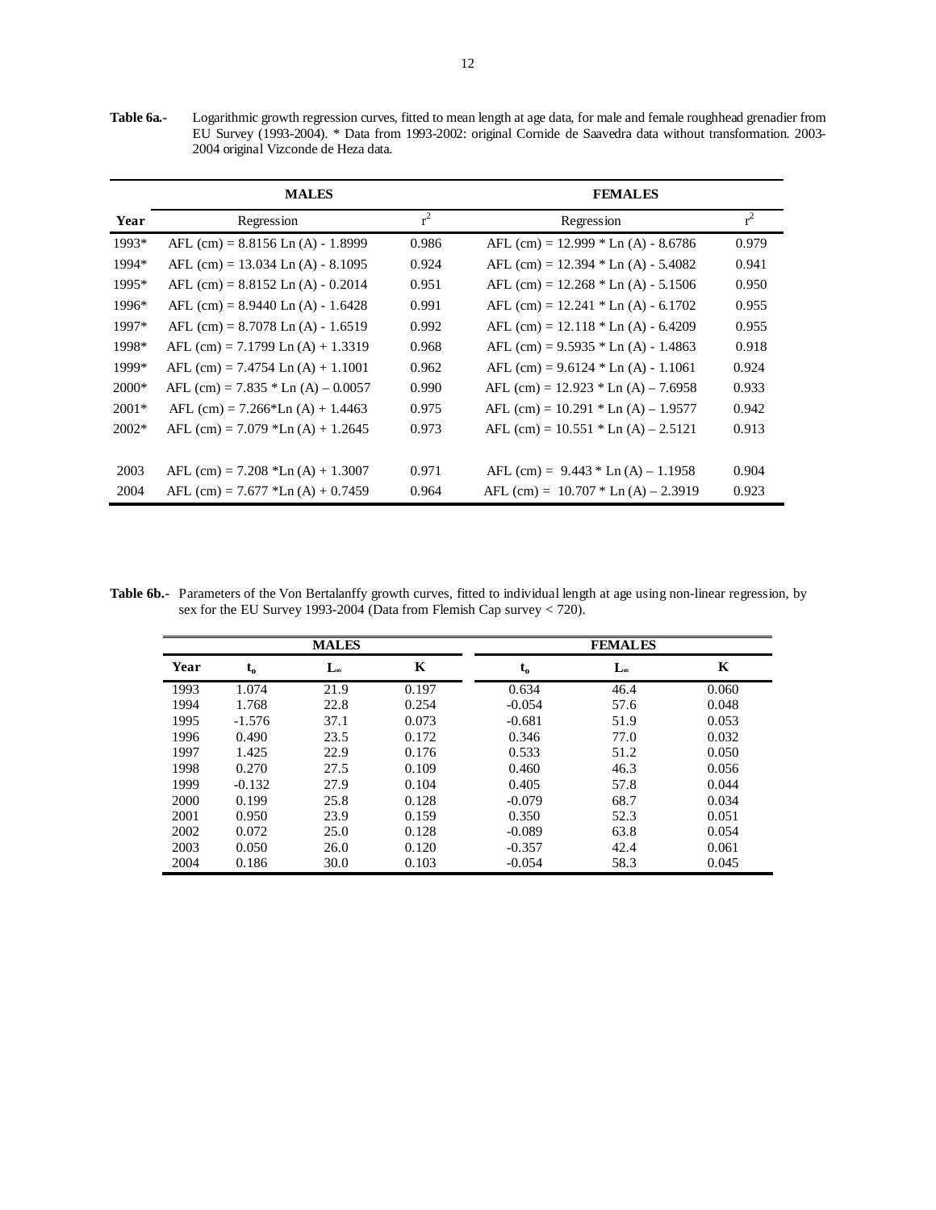**Table 6a.-** Logarithmic growth regression curves, fitted to mean length at age data, for male and female roughhead grenadier from EU Survey (1993-2004). * Data from 1993-2002: original Cornide de Saavedra data without transformation. 2003-2004 original Vizconde de Heza data.

| | MALES | | FEMALES | |
|---|---|---|---|---|
| Year | Regression | $r^2$ | Regression | $r^2$ |
| 1993* | AFL (cm) = 8.8156 Ln (A) - 1.8999 | 0.986 | AFL (cm) = 12.999 * Ln (A) - 8.6786 | 0.979 |
| 1994* | AFL (cm) = 13.034 Ln (A) - 8.1095 | 0.924 | AFL (cm) = 12.394 * Ln (A) - 5.4082 | 0.941 |
| 1995* | AFL (cm) = 8.8152 Ln (A) - 0.2014 | 0.951 | AFL (cm) = 12.268 * Ln (A) - 5.1506 | 0.950 |
| 1996* | AFL (cm) = 8.9440 Ln (A) - 1.6428 | 0.991 | AFL (cm) = 12.241 * Ln (A) - 6.1702 | 0.955 |
| 1997* | AFL (cm) = 8.7078 Ln (A) - 1.6519 | 0.992 | AFL (cm) = 12.118 * Ln (A) - 6.4209 | 0.955 |
| 1998* | AFL (cm) = 7.1799 Ln (A) + 1.3319 | 0.968 | AFL (cm) = 9.5935 * Ln (A) - 1.4863 | 0.918 |
| 1999* | AFL (cm) = 7.4754 Ln (A) + 1.1001 | 0.962 | AFL (cm) = 9.6124 * Ln (A) - 1.1061 | 0.924 |
| 2000* | AFL (cm) = 7.835 * Ln (A) – 0.0057 | 0.990 | AFL (cm) = 12.923 * Ln (A) – 7.6958 | 0.933 |
| 2001* | AFL (cm) = 7.266*Ln (A) + 1.4463 | 0.975 | AFL (cm) = 10.291 * Ln (A) – 1.9577 | 0.942 |
| 2002* | AFL (cm) = 7.079 *Ln (A) + 1.2645 | 0.973 | AFL (cm) = 10.551 * Ln (A) – 2.5121 | 0.913 |
| 2003 | AFL (cm) = 7.208 *Ln (A) + 1.3007 | 0.971 | AFL (cm) = 9.443 * Ln (A) – 1.1958 | 0.904 |
| 2004 | AFL (cm) = 7.677 *Ln (A) + 0.7459 | 0.964 | AFL (cm) = 10.707 * Ln (A) – 2.3919 | 0.923 |

**Table 6b.-** Parameters of the Von Bertalanffy growth curves, fitted to individual length at age using non-linear regression, by sex for the EU Survey 1993-2004 (Data from Flemish Cap survey < 720).

| | MALES | | | FEMALES | | |
|---|---|---|---|---|---|---|
| Year | $t_o$ | $L_\infty$ | K | $t_o$ | $L_\infty$ | K |
| 1993 | 1.074 | 21.9 | 0.197 | 0.634 | 46.4 | 0.060 |
| 1994 | 1.768 | 22.8 | 0.254 | -0.054 | 57.6 | 0.048 |
| 1995 | -1.576 | 37.1 | 0.073 | -0.681 | 51.9 | 0.053 |
| 1996 | 0.490 | 23.5 | 0.172 | 0.346 | 77.0 | 0.032 |
| 1997 | 1.425 | 22.9 | 0.176 | 0.533 | 51.2 | 0.050 |
| 1998 | 0.270 | 27.5 | 0.109 | 0.460 | 46.3 | 0.056 |
| 1999 | -0.132 | 27.9 | 0.104 | 0.405 | 57.8 | 0.044 |
| 2000 | 0.199 | 25.8 | 0.128 | -0.079 | 68.7 | 0.034 |
| 2001 | 0.950 | 23.9 | 0.159 | 0.350 | 52.3 | 0.051 |
| 2002 | 0.072 | 25.0 | 0.128 | -0.089 | 63.8 | 0.054 |
| 2003 | 0.050 | 26.0 | 0.120 | -0.357 | 42.4 | 0.061 |
| 2004 | 0.186 | 30.0 | 0.103 | -0.054 | 58.3 | 0.045 |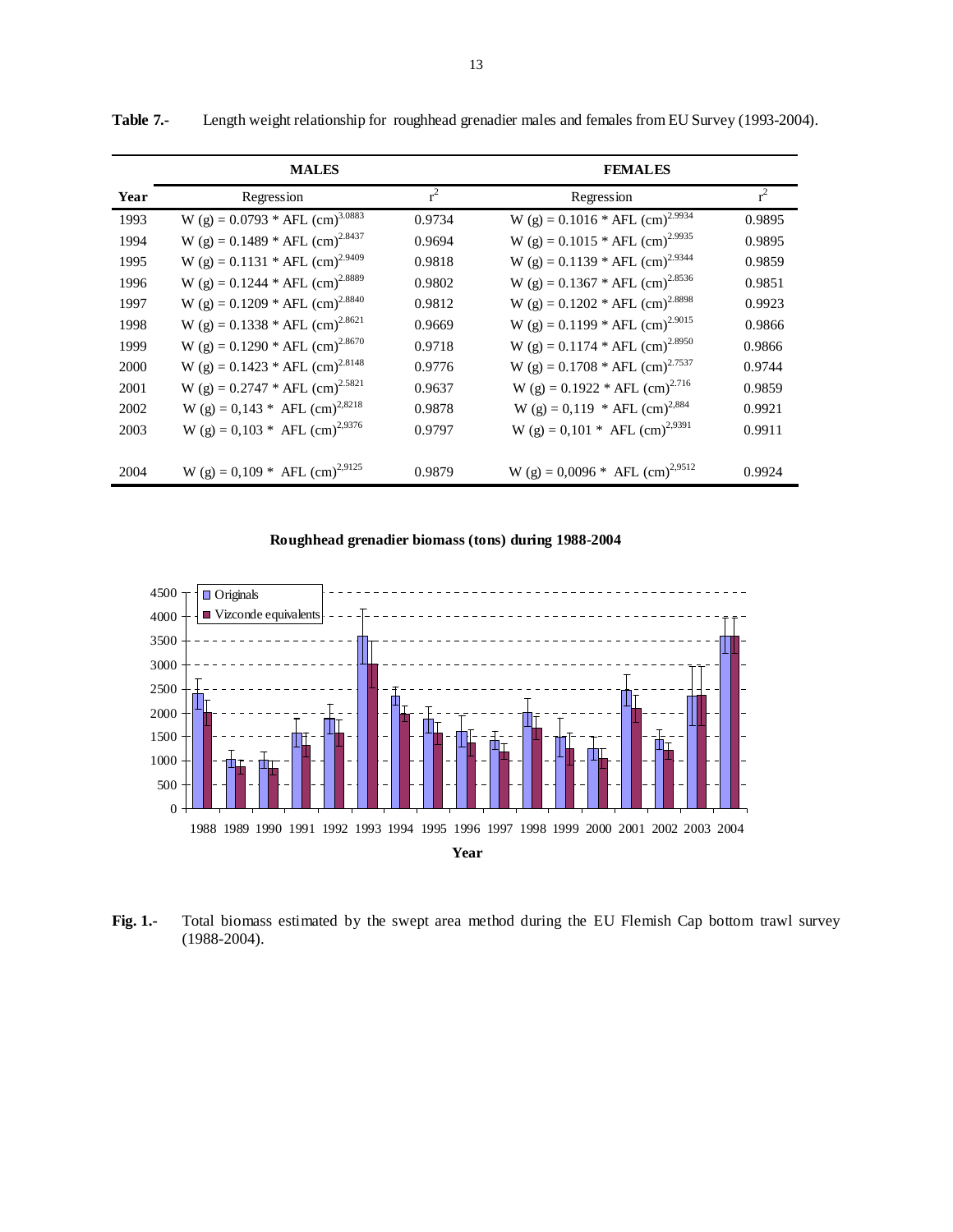**Table 7.-** Length weight relationship for roughhead grenadier males and females from EU Survey (1993-2004).

| | MALES | | FEMALES | |
|---|---|---|---|---|
| **Year** | Regression | $r^2$ | Regression | $r^2$ |
| 1993 | W (g) = 0.0793 * AFL (cm)$^{3.0883}$ | 0.9734 | W (g) = 0.1016 * AFL (cm)$^{2.9934}$ | 0.9895 |
| 1994 | W (g) = 0.1489 * AFL (cm)$^{2.8437}$ | 0.9694 | W (g) = 0.1015 * AFL (cm)$^{2.9935}$ | 0.9895 |
| 1995 | W (g) = 0.1131 * AFL (cm)$^{2.9409}$ | 0.9818 | W (g) = 0.1139 * AFL (cm)$^{2.9344}$ | 0.9859 |
| 1996 | W (g) = 0.1244 * AFL (cm)$^{2.8889}$ | 0.9802 | W (g) = 0.1367 * AFL (cm)$^{2.8536}$ | 0.9851 |
| 1997 | W (g) = 0.1209 * AFL (cm)$^{2.8840}$ | 0.9812 | W (g) = 0.1202 * AFL (cm)$^{2.8898}$ | 0.9923 |
| 1998 | W (g) = 0.1338 * AFL (cm)$^{2.8621}$ | 0.9669 | W (g) = 0.1199 * AFL (cm)$^{2.9015}$ | 0.9866 |
| 1999 | W (g) = 0.1290 * AFL (cm)$^{2.8670}$ | 0.9718 | W (g) = 0.1174 * AFL (cm)$^{2.8950}$ | 0.9866 |
| 2000 | W (g) = 0.1423 * AFL (cm)$^{2.8148}$ | 0.9776 | W (g) = 0.1708 * AFL (cm)$^{2.7537}$ | 0.9744 |
| 2001 | W (g) = 0.2747 * AFL (cm)$^{2.5821}$ | 0.9637 | W (g) = 0.1922 * AFL (cm)$^{2.716}$ | 0.9859 |
| 2002 | W (g) = 0,143 * AFL (cm)$^{2,8218}$ | 0.9878 | W (g) = 0,119 * AFL (cm)$^{2,884}$ | 0.9921 |
| 2003 | W (g) = 0,103 * AFL (cm)$^{2,9376}$ | 0.9797 | W (g) = 0,101 * AFL (cm)$^{2,9391}$ | 0.9911 |
| 2004 | W (g) = 0,109 * AFL (cm)$^{2,9125}$ | 0.9879 | W (g) = 0,0096 * AFL (cm)$^{2,9512}$ | 0.9924 |

**Roughhead grenadier biomass (tons) during 1988-2004**

**Fig. 1.-** Total biomass estimated by the swept area method during the EU Flemish Cap bottom trawl survey (1988-2004).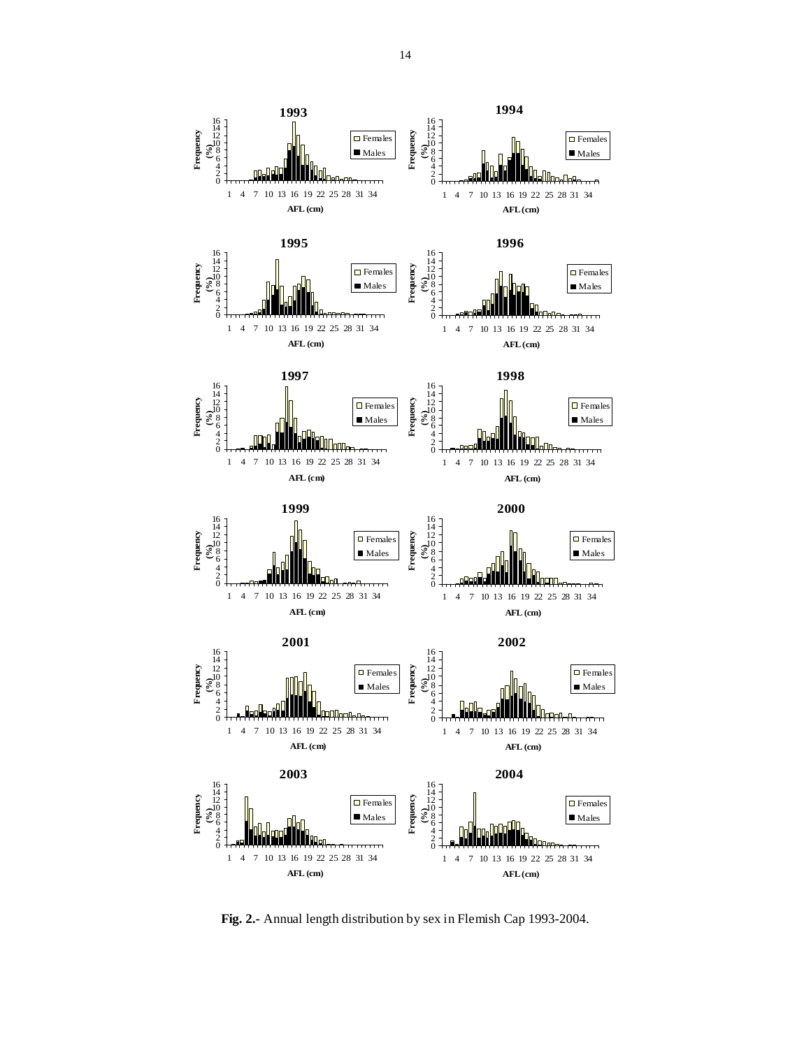**Fig. 2.-** Annual length distribution by sex in Flemish Cap 1993-2004.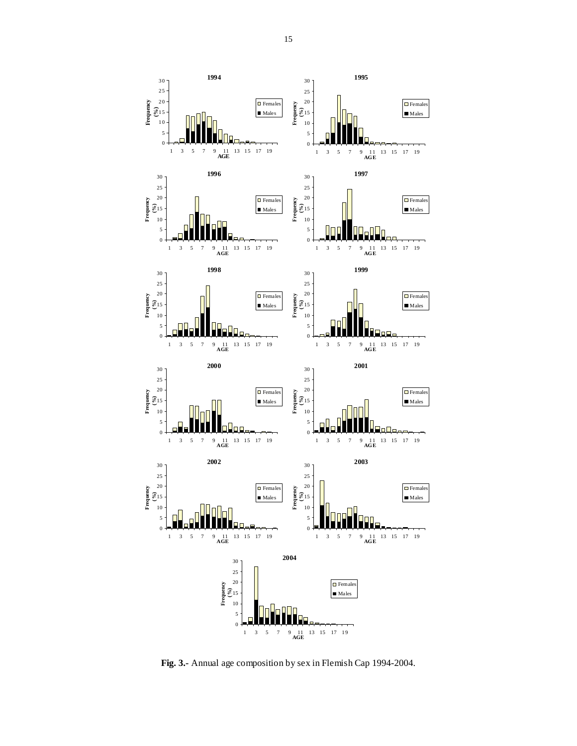**Fig. 3.-** Annual age composition by sex in Flemish Cap 1994-2004.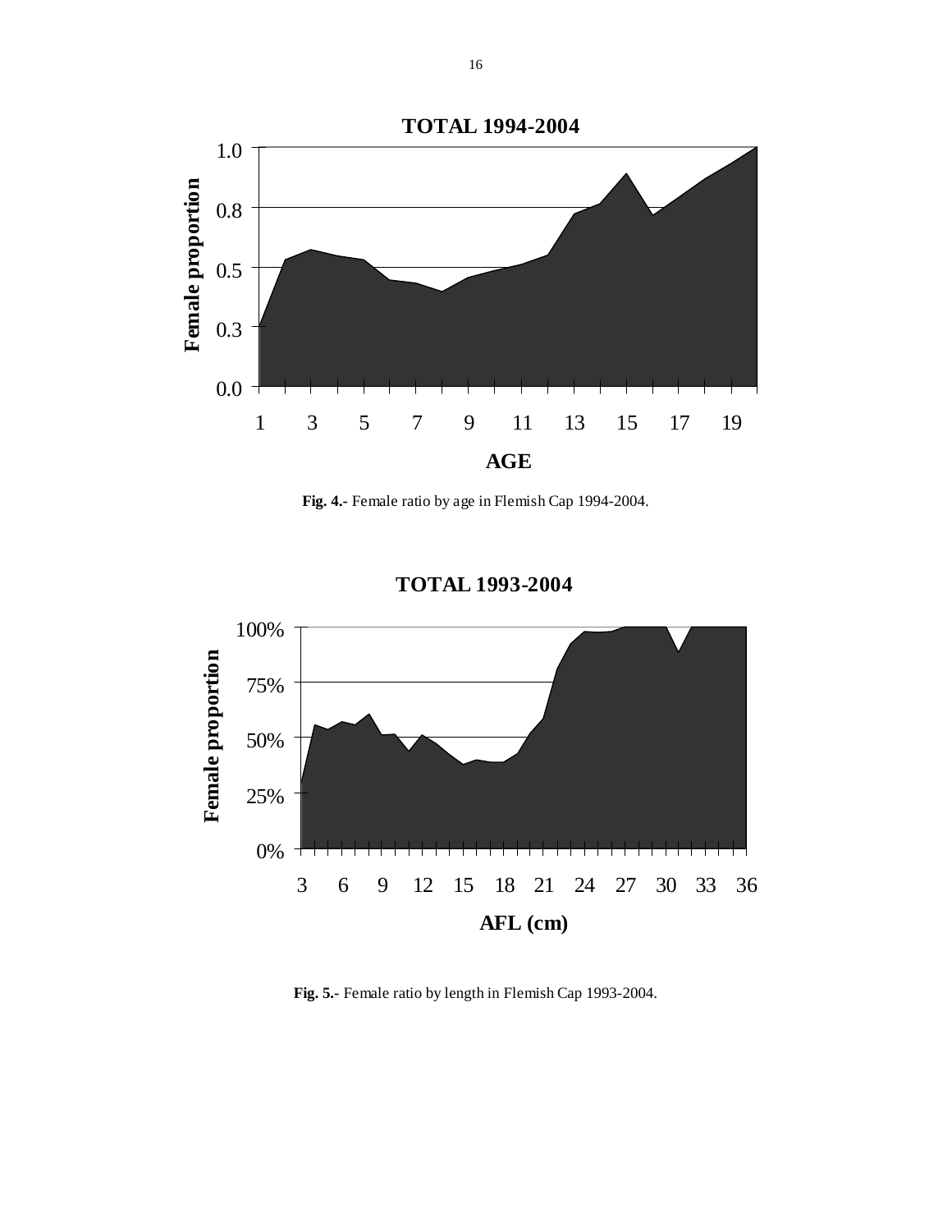**Fig. 4.-** Female ratio by age in Flemish Cap 1994-2004.

**Fig. 5.-** Female ratio by length in Flemish Cap 1993-2004.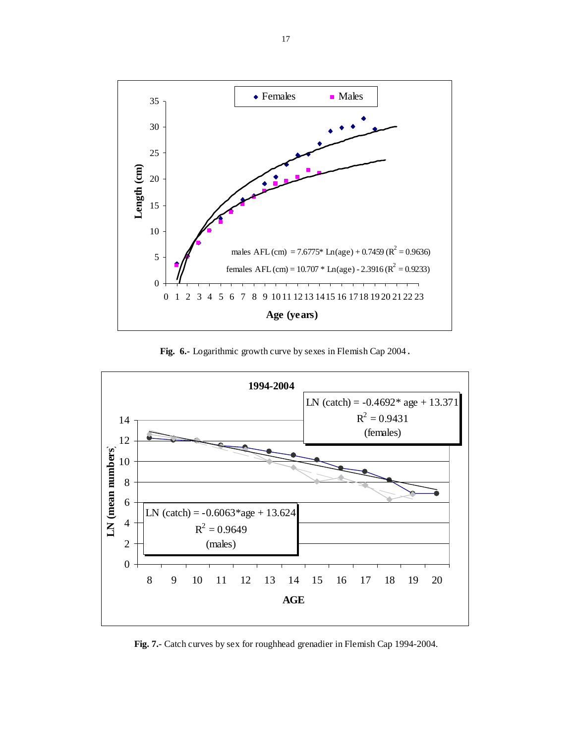**Fig. 6.-** Logarithmic growth curve by sexes in Flemish Cap 2004.

**Fig. 7.-** Catch curves by sex for roughhead grenadier in Flemish Cap 1994-2004.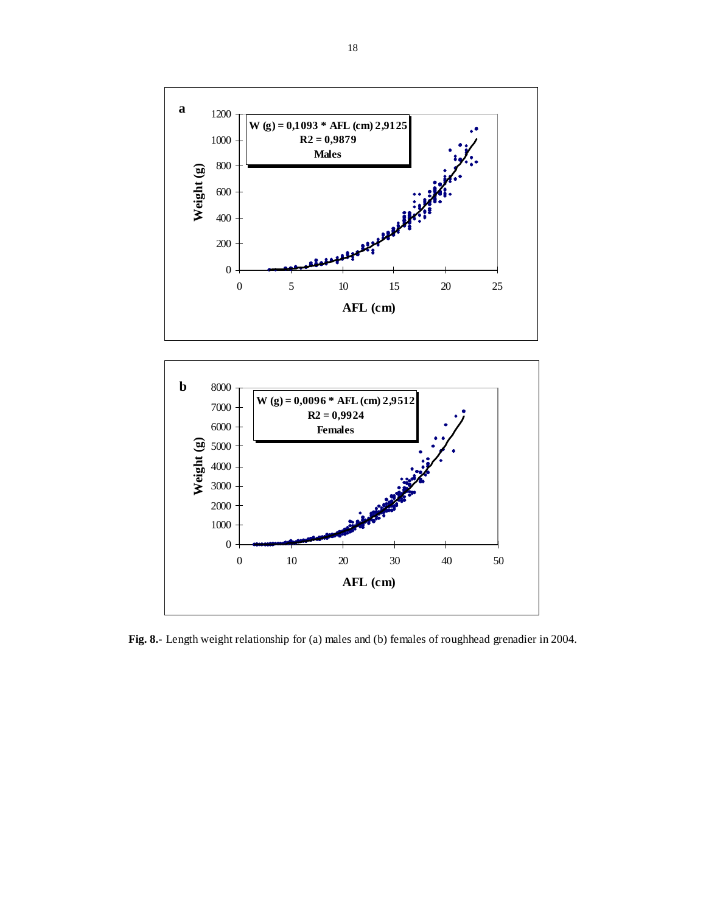a

W (g) = 0,1093 * AFL (cm) 2,9125
R2 = 0,9879
Males

Weight (g)

0
200
400
600
800
1000
1200

0
5
10
15
20
25

AFL (cm)

b

W (g) = 0,0096 * AFL (cm) 2,9512
R2 = 0,9924
Females

Weight (g)

0
1000
2000
3000
4000
5000
6000
7000
8000

0
10
20
30
40
50

AFL (cm)

**Fig. 8.-** Length weight relationship for (a) males and (b) females of roughhead grenadier in 2004.